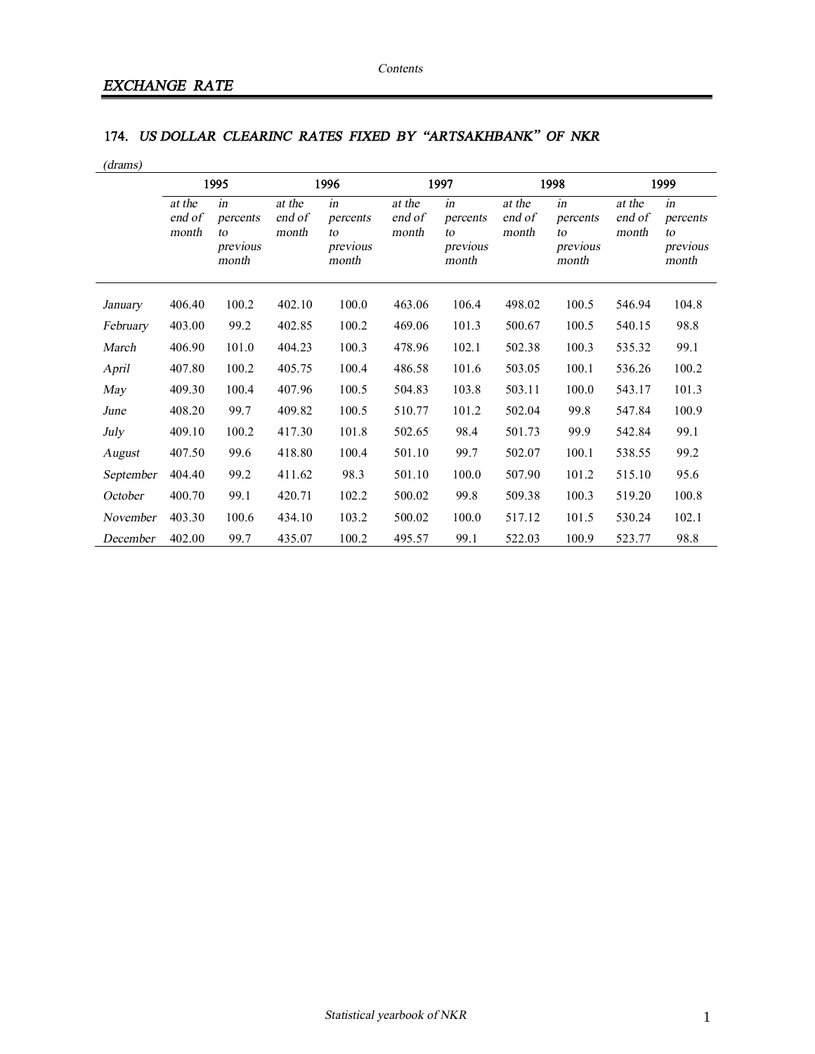*Contents*

## *EXCHANGE RATE*

### 174. *US DOLLAR CLEARINC RATES FIXED BY "ARTSAKHBANK" OF NKR*

*(drams)*

| | 1995 | | 1996 | | 1997 | | 1998 | | 1999 | |
|---|---|---|---|---|---|---|---|---|---|---|
| | *at the end of month* | *in percents to previous month* | *at the end of month* | *in percents to previous month* | *at the end of month* | *in percents to previous month* | *at the end of month* | *in percents to previous month* | *at the end of month* | *in percents to previous month* |
| *January* | 406.40 | 100.2 | 402.10 | 100.0 | 463.06 | 106.4 | 498.02 | 100.5 | 546.94 | 104.8 |
| *February* | 403.00 | 99.2 | 402.85 | 100.2 | 469.06 | 101.3 | 500.67 | 100.5 | 540.15 | 98.8 |
| *March* | 406.90 | 101.0 | 404.23 | 100.3 | 478.96 | 102.1 | 502.38 | 100.3 | 535.32 | 99.1 |
| *April* | 407.80 | 100.2 | 405.75 | 100.4 | 486.58 | 101.6 | 503.05 | 100.1 | 536.26 | 100.2 |
| *May* | 409.30 | 100.4 | 407.96 | 100.5 | 504.83 | 103.8 | 503.11 | 100.0 | 543.17 | 101.3 |
| *June* | 408.20 | 99.7 | 409.82 | 100.5 | 510.77 | 101.2 | 502.04 | 99.8 | 547.84 | 100.9 |
| *July* | 409.10 | 100.2 | 417.30 | 101.8 | 502.65 | 98.4 | 501.73 | 99.9 | 542.84 | 99.1 |
| *August* | 407.50 | 99.6 | 418.80 | 100.4 | 501.10 | 99.7 | 502.07 | 100.1 | 538.55 | 99.2 |
| *September* | 404.40 | 99.2 | 411.62 | 98.3 | 501.10 | 100.0 | 507.90 | 101.2 | 515.10 | 95.6 |
| *October* | 400.70 | 99.1 | 420.71 | 102.2 | 500.02 | 99.8 | 509.38 | 100.3 | 519.20 | 100.8 |
| *November* | 403.30 | 100.6 | 434.10 | 103.2 | 500.02 | 100.0 | 517.12 | 101.5 | 530.24 | 102.1 |
| *December* | 402.00 | 99.7 | 435.07 | 100.2 | 495.57 | 99.1 | 522.03 | 100.9 | 523.77 | 98.8 |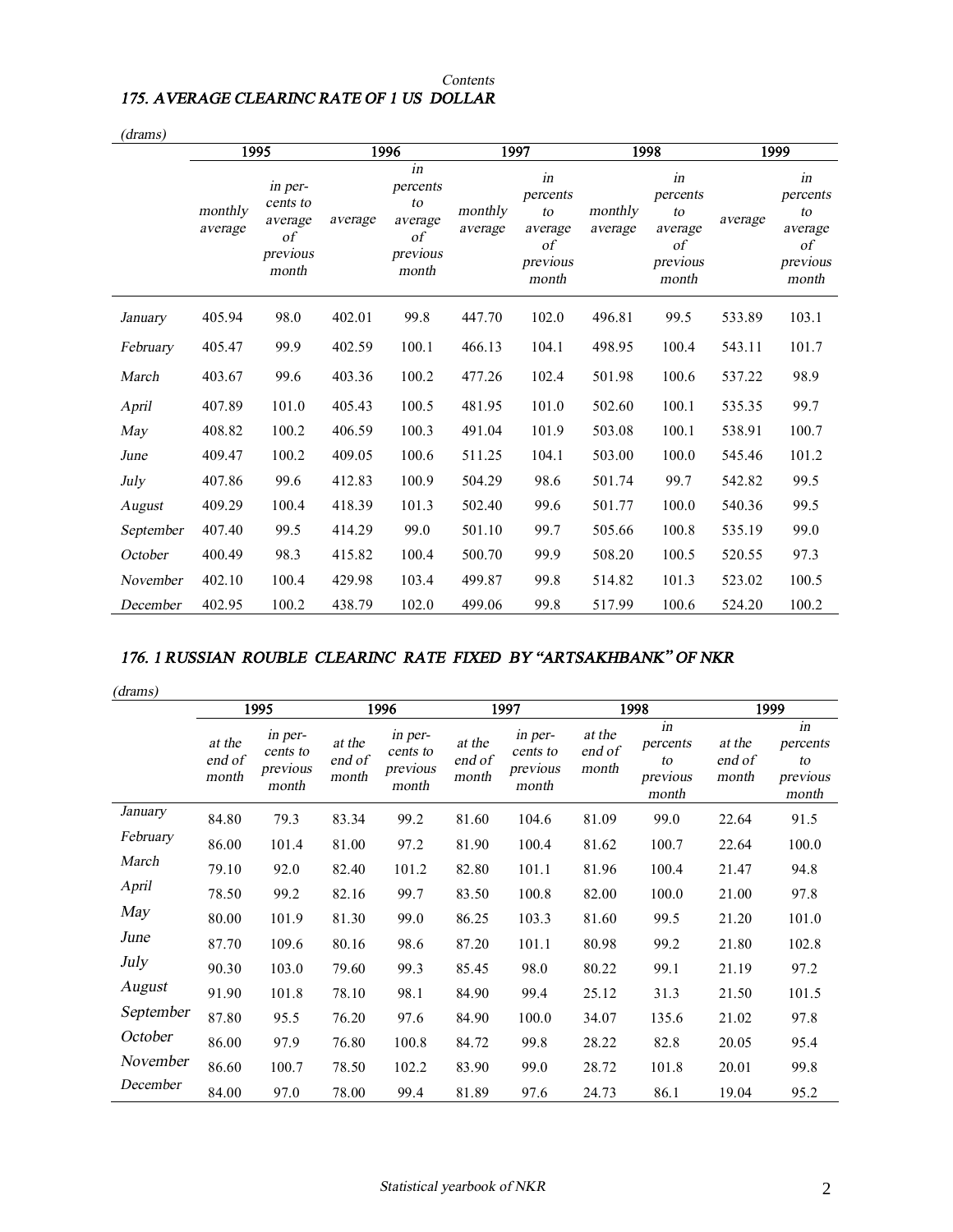*Contents*

### *175. AVERAGE CLEARINC RATE OF 1 US DOLLAR*

*(drams)*

| | 1995 | | 1996 | | 1997 | | 1998 | | 1999 | |
|---|---|---|---|---|---|---|---|---|---|---|
| | *monthly average* | *in per-cents to average of previous month* | *average* | *in percents to average of previous month* | *monthly average* | *in percents to average of previous month* | *monthly average* | *in percents to average of previous month* | *average* | *in percents to average of previous month* |
| *January* | 405.94 | 98.0 | 402.01 | 99.8 | 447.70 | 102.0 | 496.81 | 99.5 | 533.89 | 103.1 |
| *February* | 405.47 | 99.9 | 402.59 | 100.1 | 466.13 | 104.1 | 498.95 | 100.4 | 543.11 | 101.7 |
| *March* | 403.67 | 99.6 | 403.36 | 100.2 | 477.26 | 102.4 | 501.98 | 100.6 | 537.22 | 98.9 |
| *April* | 407.89 | 101.0 | 405.43 | 100.5 | 481.95 | 101.0 | 502.60 | 100.1 | 535.35 | 99.7 |
| *May* | 408.82 | 100.2 | 406.59 | 100.3 | 491.04 | 101.9 | 503.08 | 100.1 | 538.91 | 100.7 |
| *June* | 409.47 | 100.2 | 409.05 | 100.6 | 511.25 | 104.1 | 503.00 | 100.0 | 545.46 | 101.2 |
| *July* | 407.86 | 99.6 | 412.83 | 100.9 | 504.29 | 98.6 | 501.74 | 99.7 | 542.82 | 99.5 |
| *August* | 409.29 | 100.4 | 418.39 | 101.3 | 502.40 | 99.6 | 501.77 | 100.0 | 540.36 | 99.5 |
| *September* | 407.40 | 99.5 | 414.29 | 99.0 | 501.10 | 99.7 | 505.66 | 100.8 | 535.19 | 99.0 |
| *October* | 400.49 | 98.3 | 415.82 | 100.4 | 500.70 | 99.9 | 508.20 | 100.5 | 520.55 | 97.3 |
| *November* | 402.10 | 100.4 | 429.98 | 103.4 | 499.87 | 99.8 | 514.82 | 101.3 | 523.02 | 100.5 |
| *December* | 402.95 | 100.2 | 438.79 | 102.0 | 499.06 | 99.8 | 517.99 | 100.6 | 524.20 | 100.2 |

### *176. 1 RUSSIAN ROUBLE CLEARINC RATE FIXED BY "ARTSAKHBANK" OF NKR*

*(drams)*

| | 1995 | | 1996 | | 1997 | | 1998 | | 1999 | |
|---|---|---|---|---|---|---|---|---|---|---|
| | *at the end of month* | *in per-cents to previous month* | *at the end of month* | *in per-cents to previous month* | *at the end of month* | *in per-cents to previous month* | *at the end of month* | *in percents to previous month* | *at the end of month* | *in percents to previous month* |
| *January* | 84.80 | 79.3 | 83.34 | 99.2 | 81.60 | 104.6 | 81.09 | 99.0 | 22.64 | 91.5 |
| *February* | 86.00 | 101.4 | 81.00 | 97.2 | 81.90 | 100.4 | 81.62 | 100.7 | 22.64 | 100.0 |
| *March* | 79.10 | 92.0 | 82.40 | 101.2 | 82.80 | 101.1 | 81.96 | 100.4 | 21.47 | 94.8 |
| *April* | 78.50 | 99.2 | 82.16 | 99.7 | 83.50 | 100.8 | 82.00 | 100.0 | 21.00 | 97.8 |
| *May* | 80.00 | 101.9 | 81.30 | 99.0 | 86.25 | 103.3 | 81.60 | 99.5 | 21.20 | 101.0 |
| *June* | 87.70 | 109.6 | 80.16 | 98.6 | 87.20 | 101.1 | 80.98 | 99.2 | 21.80 | 102.8 |
| *July* | 90.30 | 103.0 | 79.60 | 99.3 | 85.45 | 98.0 | 80.22 | 99.1 | 21.19 | 97.2 |
| *August* | 91.90 | 101.8 | 78.10 | 98.1 | 84.90 | 99.4 | 25.12 | 31.3 | 21.50 | 101.5 |
| *September* | 87.80 | 95.5 | 76.20 | 97.6 | 84.90 | 100.0 | 34.07 | 135.6 | 21.02 | 97.8 |
| *October* | 86.00 | 97.9 | 76.80 | 100.8 | 84.72 | 99.8 | 28.22 | 82.8 | 20.05 | 95.4 |
| *November* | 86.60 | 100.7 | 78.50 | 102.2 | 83.90 | 99.0 | 28.72 | 101.8 | 20.01 | 99.8 |
| *December* | 84.00 | 97.0 | 78.00 | 99.4 | 81.89 | 97.6 | 24.73 | 86.1 | 19.04 | 95.2 |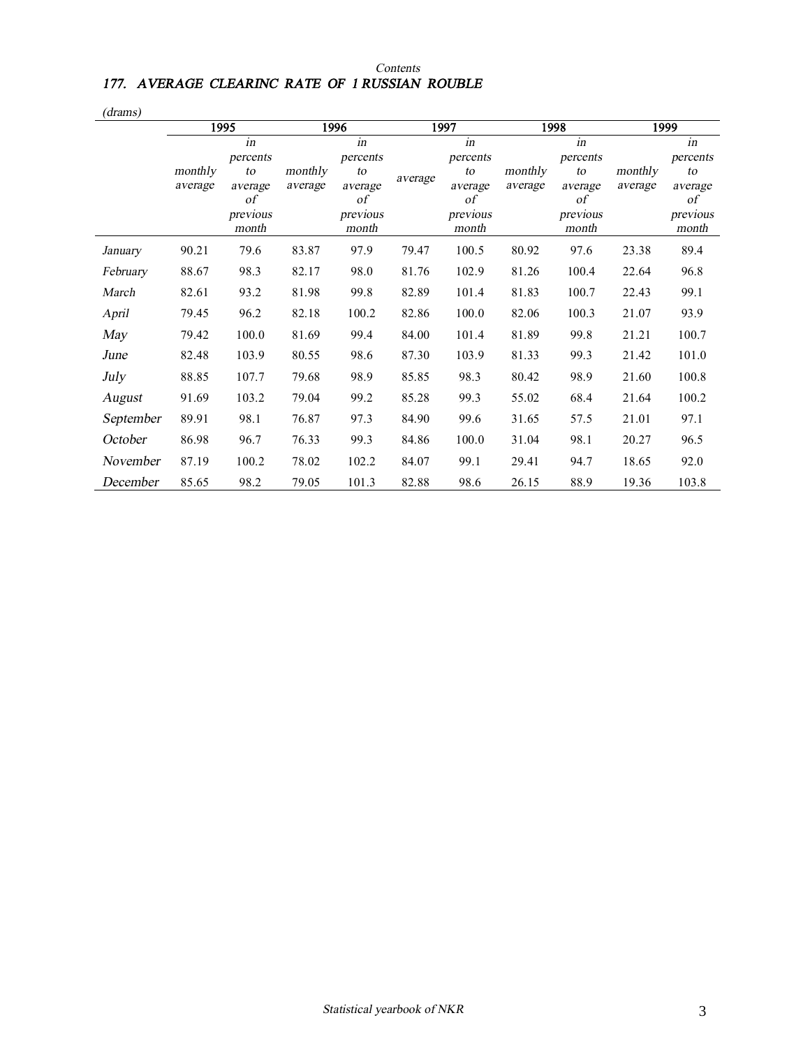# 177. AVERAGE CLEARINC RATE OF 1 RUSSIAN ROUBLE

*(drams)*

| | 1995 | | 1996 | | 1997 | | 1998 | | 1999 | |
|---|---|---|---|---|---|---|---|---|---|---|
| | *monthly average* | *in percents to average of previous month* | *monthly average* | *in percents to average of previous month* | *average* | *in percents to average of previous month* | *monthly average* | *in percents to average of previous month* | *monthly average* | *in percents to average of previous month* |
| *January* | 90.21 | 79.6 | 83.87 | 97.9 | 79.47 | 100.5 | 80.92 | 97.6 | 23.38 | 89.4 |
| *February* | 88.67 | 98.3 | 82.17 | 98.0 | 81.76 | 102.9 | 81.26 | 100.4 | 22.64 | 96.8 |
| *March* | 82.61 | 93.2 | 81.98 | 99.8 | 82.89 | 101.4 | 81.83 | 100.7 | 22.43 | 99.1 |
| *April* | 79.45 | 96.2 | 82.18 | 100.2 | 82.86 | 100.0 | 82.06 | 100.3 | 21.07 | 93.9 |
| *May* | 79.42 | 100.0 | 81.69 | 99.4 | 84.00 | 101.4 | 81.89 | 99.8 | 21.21 | 100.7 |
| *June* | 82.48 | 103.9 | 80.55 | 98.6 | 87.30 | 103.9 | 81.33 | 99.3 | 21.42 | 101.0 |
| *July* | 88.85 | 107.7 | 79.68 | 98.9 | 85.85 | 98.3 | 80.42 | 98.9 | 21.60 | 100.8 |
| *August* | 91.69 | 103.2 | 79.04 | 99.2 | 85.28 | 99.3 | 55.02 | 68.4 | 21.64 | 100.2 |
| *September* | 89.91 | 98.1 | 76.87 | 97.3 | 84.90 | 99.6 | 31.65 | 57.5 | 21.01 | 97.1 |
| *October* | 86.98 | 96.7 | 76.33 | 99.3 | 84.86 | 100.0 | 31.04 | 98.1 | 20.27 | 96.5 |
| *November* | 87.19 | 100.2 | 78.02 | 102.2 | 84.07 | 99.1 | 29.41 | 94.7 | 18.65 | 92.0 |
| *December* | 85.65 | 98.2 | 79.05 | 101.3 | 82.88 | 98.6 | 26.15 | 88.9 | 19.36 | 103.8 |